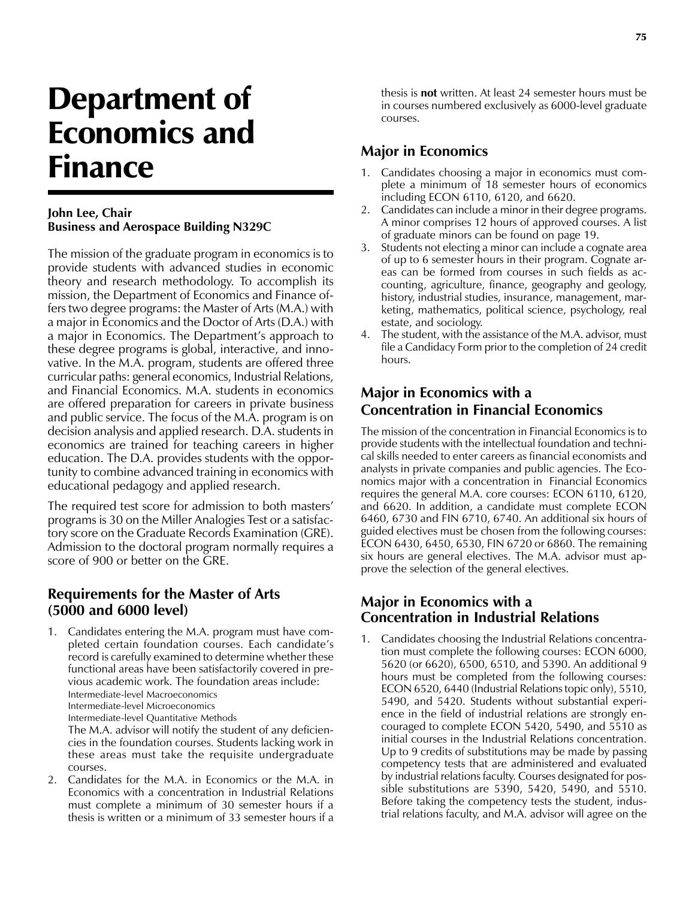# Department of Economics and Finance

**John Lee, Chair**
**Business and Aerospace Building N329C**

The mission of the graduate program in economics is to provide students with advanced studies in economic theory and research methodology. To accomplish its mission, the Department of Economics and Finance offers two degree programs: the Master of Arts (M.A.) with a major in Economics and the Doctor of Arts (D.A.) with a major in Economics. The Department's approach to these degree programs is global, interactive, and innovative. In the M.A. program, students are offered three curricular paths: general economics, Industrial Relations, and Financial Economics. M.A. students in economics are offered preparation for careers in private business and public service. The focus of the M.A. program is on decision analysis and applied research. D.A. students in economics are trained for teaching careers in higher education. The D.A. provides students with the opportunity to combine advanced training in economics with educational pedagogy and applied research.

The required test score for admission to both masters' programs is 30 on the Miller Analogies Test or a satisfactory score on the Graduate Records Examination (GRE). Admission to the doctoral program normally requires a score of 900 or better on the GRE.

## Requirements for the Master of Arts (5000 and 6000 level)

1. Candidates entering the M.A. program must have completed certain foundation courses. Each candidate's record is carefully examined to determine whether these functional areas have been satisfactorily covered in previous academic work. The foundation areas include:
   Intermediate-level Macroeconomics
   Intermediate-level Microeconomics
   Intermediate-level Quantitative Methods
   The M.A. advisor will notify the student of any deficiencies in the foundation courses. Students lacking work in these areas must take the requisite undergraduate courses.
2. Candidates for the M.A. in Economics or the M.A. in Economics with a concentration in Industrial Relations must complete a minimum of 30 semester hours if a thesis is written or a minimum of 33 semester hours if a thesis is **not** written. At least 24 semester hours must be in courses numbered exclusively as 6000-level graduate courses.

## Major in Economics

1. Candidates choosing a major in economics must complete a minimum of 18 semester hours of economics including ECON 6110, 6120, and 6620.
2. Candidates can include a minor in their degree programs. A minor comprises 12 hours of approved courses. A list of graduate minors can be found on page 19.
3. Students not electing a minor can include a cognate area of up to 6 semester hours in their program. Cognate areas can be formed from courses in such fields as accounting, agriculture, finance, geography and geology, history, industrial studies, insurance, management, marketing, mathematics, political science, psychology, real estate, and sociology.
4. The student, with the assistance of the M.A. advisor, must file a Candidacy Form prior to the completion of 24 credit hours.

## Major in Economics with a Concentration in Financial Economics

The mission of the concentration in Financial Economics is to provide students with the intellectual foundation and technical skills needed to enter careers as financial economists and analysts in private companies and public agencies. The Economics major with a concentration in Financial Economics requires the general M.A. core courses: ECON 6110, 6120, and 6620. In addition, a candidate must complete ECON 6460, 6730 and FIN 6710, 6740. An additional six hours of guided electives must be chosen from the following courses: ECON 6430, 6450, 6530, FIN 6720 or 6860. The remaining six hours are general electives. The M.A. advisor must approve the selection of the general electives.

## Major in Economics with a Concentration in Industrial Relations

1. Candidates choosing the Industrial Relations concentration must complete the following courses: ECON 6000, 5620 (or 6620), 6500, 6510, and 5390. An additional 9 hours must be completed from the following courses: ECON 6520, 6440 (Industrial Relations topic only), 5510, 5490, and 5420. Students without substantial experience in the field of industrial relations are strongly encouraged to complete ECON 5420, 5490, and 5510 as initial courses in the Industrial Relations concentration. Up to 9 credits of substitutions may be made by passing competency tests that are administered and evaluated by industrial relations faculty. Courses designated for possible substitutions are 5390, 5420, 5490, and 5510. Before taking the competency tests the student, industrial relations faculty, and M.A. advisor will agree on the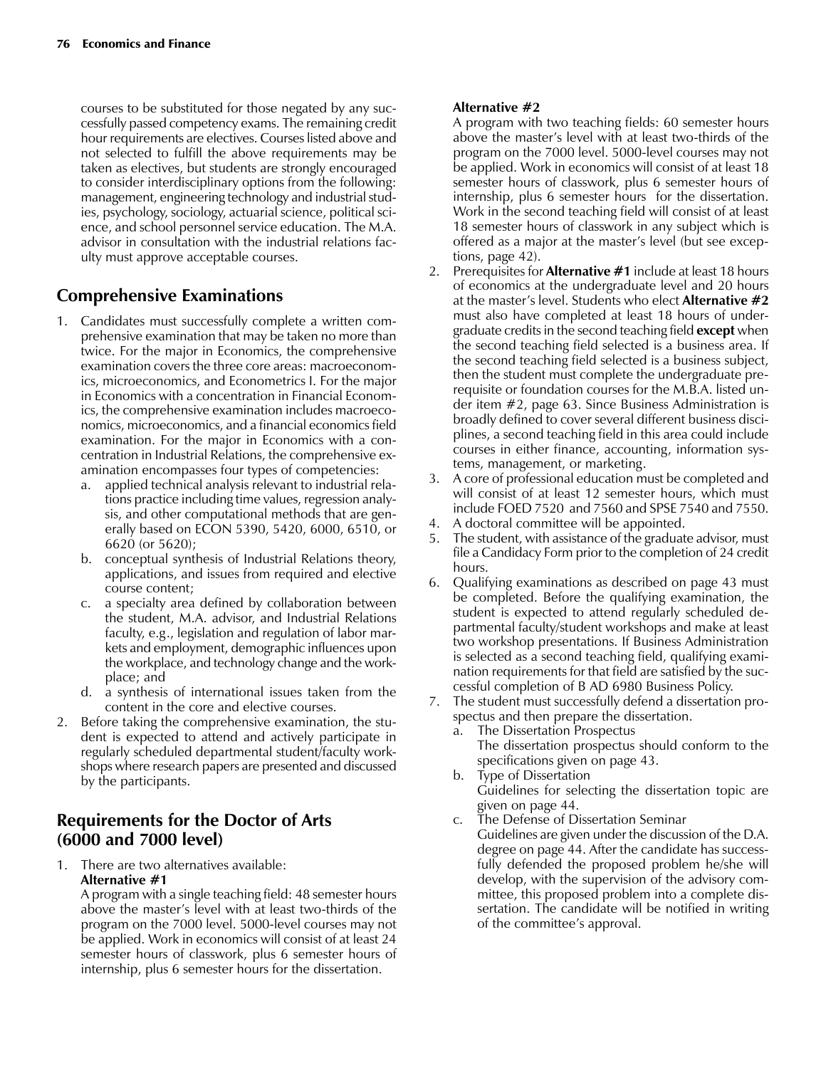courses to be substituted for those negated by any successfully passed competency exams. The remaining credit hour requirements are electives. Courses listed above and not selected to fulfill the above requirements may be taken as electives, but students are strongly encouraged to consider interdisciplinary options from the following: management, engineering technology and industrial studies, psychology, sociology, actuarial science, political science, and school personnel service education. The M.A. advisor in consultation with the industrial relations faculty must approve acceptable courses.

## Comprehensive Examinations

1. Candidates must successfully complete a written comprehensive examination that may be taken no more than twice. For the major in Economics, the comprehensive examination covers the three core areas: macroeconomics, microeconomics, and Econometrics I. For the major in Economics with a concentration in Financial Economics, the comprehensive examination includes macroeconomics, microeconomics, and a financial economics field examination. For the major in Economics with a concentration in Industrial Relations, the comprehensive examination encompasses four types of competencies:
   a. applied technical analysis relevant to industrial relations practice including time values, regression analysis, and other computational methods that are generally based on ECON 5390, 5420, 6000, 6510, or 6620 (or 5620);
   b. conceptual synthesis of Industrial Relations theory, applications, and issues from required and elective course content;
   c. a specialty area defined by collaboration between the student, M.A. advisor, and Industrial Relations faculty, e.g., legislation and regulation of labor markets and employment, demographic influences upon the workplace, and technology change and the workplace; and
   d. a synthesis of international issues taken from the content in the core and elective courses.
2. Before taking the comprehensive examination, the student is expected to attend and actively participate in regularly scheduled departmental student/faculty workshops where research papers are presented and discussed by the participants.

## Requirements for the Doctor of Arts (6000 and 7000 level)

1. There are two alternatives available:
   **Alternative #1**
   A program with a single teaching field: 48 semester hours above the master's level with at least two-thirds of the program on the 7000 level. 5000-level courses may not be applied. Work in economics will consist of at least 24 semester hours of classwork, plus 6 semester hours of internship, plus 6 semester hours for the dissertation.
   **Alternative #2**
   A program with two teaching fields: 60 semester hours above the master's level with at least two-thirds of the program on the 7000 level. 5000-level courses may not be applied. Work in economics will consist of at least 18 semester hours of classwork, plus 6 semester hours of internship, plus 6 semester hours for the dissertation. Work in the second teaching field will consist of at least 18 semester hours of classwork in any subject which is offered as a major at the master's level (but see exceptions, page 42).
2. Prerequisites for **Alternative #1** include at least 18 hours of economics at the undergraduate level and 20 hours at the master's level. Students who elect **Alternative #2** must also have completed at least 18 hours of undergraduate credits in the second teaching field **except** when the second teaching field selected is a business area. If the second teaching field selected is a business subject, then the student must complete the undergraduate prerequisite or foundation courses for the M.B.A. listed under item #2, page 63. Since Business Administration is broadly defined to cover several different business disciplines, a second teaching field in this area could include courses in either finance, accounting, information systems, management, or marketing.
3. A core of professional education must be completed and will consist of at least 12 semester hours, which must include FOED 7520 and 7560 and SPSE 7540 and 7550.
4. A doctoral committee will be appointed.
5. The student, with assistance of the graduate advisor, must file a Candidacy Form prior to the completion of 24 credit hours.
6. Qualifying examinations as described on page 43 must be completed. Before the qualifying examination, the student is expected to attend regularly scheduled departmental faculty/student workshops and make at least two workshop presentations. If Business Administration is selected as a second teaching field, qualifying examination requirements for that field are satisfied by the successful completion of B AD 6980 Business Policy.
7. The student must successfully defend a dissertation prospectus and then prepare the dissertation.
   a. The Dissertation Prospectus
      The dissertation prospectus should conform to the specifications given on page 43.
   b. Type of Dissertation
      Guidelines for selecting the dissertation topic are given on page 44.
   c. The Defense of Dissertation Seminar
      Guidelines are given under the discussion of the D.A. degree on page 44. After the candidate has successfully defended the proposed problem he/she will develop, with the supervision of the advisory committee, this proposed problem into a complete dissertation. The candidate will be notified in writing of the committee's approval.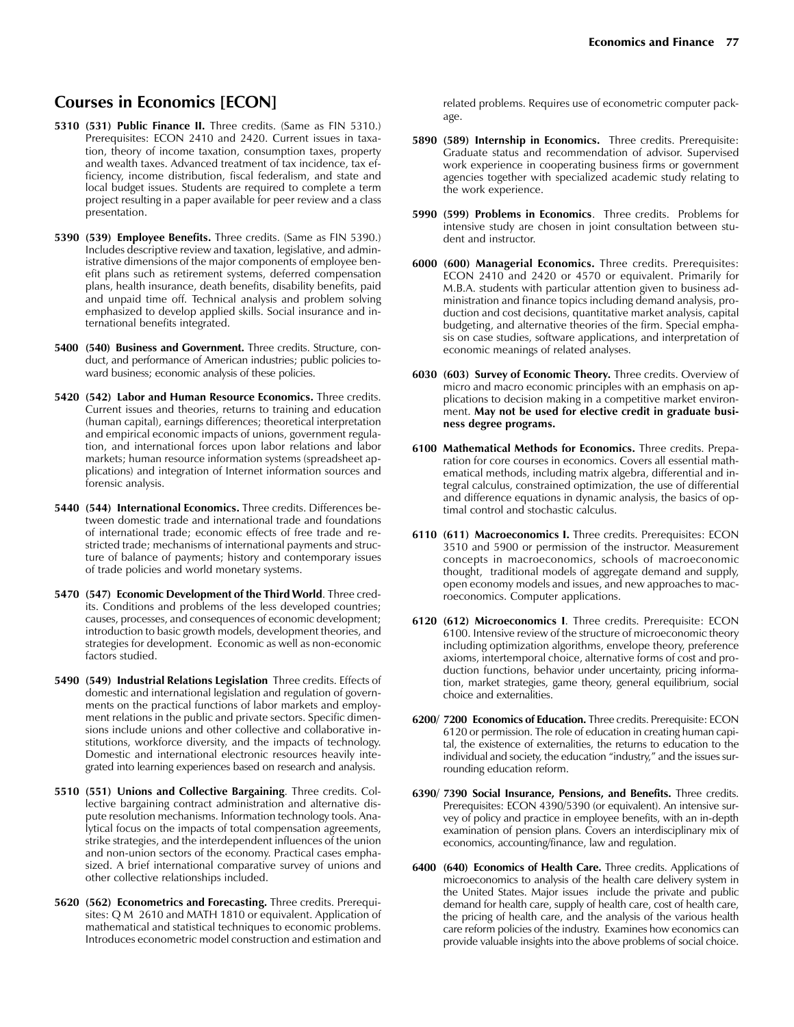## Courses in Economics [ECON]

**5310 (531) Public Finance II.** Three credits. (Same as FIN 5310.) Prerequisites: ECON 2410 and 2420. Current issues in taxation, theory of income taxation, consumption taxes, property and wealth taxes. Advanced treatment of tax incidence, tax efficiency, income distribution, fiscal federalism, and state and local budget issues. Students are required to complete a term project resulting in a paper available for peer review and a class presentation.

**5390 (539) Employee Benefits.** Three credits. (Same as FIN 5390.) Includes descriptive review and taxation, legislative, and administrative dimensions of the major components of employee benefit plans such as retirement systems, deferred compensation plans, health insurance, death benefits, disability benefits, paid and unpaid time off. Technical analysis and problem solving emphasized to develop applied skills. Social insurance and international benefits integrated.

**5400 (540) Business and Government.** Three credits. Structure, conduct, and performance of American industries; public policies toward business; economic analysis of these policies.

**5420 (542) Labor and Human Resource Economics.** Three credits. Current issues and theories, returns to training and education (human capital), earnings differences; theoretical interpretation and empirical economic impacts of unions, government regulation, and international forces upon labor relations and labor markets; human resource information systems (spreadsheet applications) and integration of Internet information sources and forensic analysis.

**5440 (544) International Economics.** Three credits. Differences between domestic trade and international trade and foundations of international trade; economic effects of free trade and restricted trade; mechanisms of international payments and structure of balance of payments; history and contemporary issues of trade policies and world monetary systems.

**5470 (547) Economic Development of the Third World**. Three credits. Conditions and problems of the less developed countries; causes, processes, and consequences of economic development; introduction to basic growth models, development theories, and strategies for development. Economic as well as non-economic factors studied.

**5490 (549) Industrial Relations Legislation** Three credits. Effects of domestic and international legislation and regulation of governments on the practical functions of labor markets and employment relations in the public and private sectors. Specific dimensions include unions and other collective and collaborative institutions, workforce diversity, and the impacts of technology. Domestic and international electronic resources heavily integrated into learning experiences based on research and analysis.

**5510 (551) Unions and Collective Bargaining**. Three credits. Collective bargaining contract administration and alternative dispute resolution mechanisms. Information technology tools. Analytical focus on the impacts of total compensation agreements, strike strategies, and the interdependent influences of the union and non-union sectors of the economy. Practical cases emphasized. A brief international comparative survey of unions and other collective relationships included.

**5620 (562) Econometrics and Forecasting.** Three credits. Prerequisites: Q M 2610 and MATH 1810 or equivalent. Application of mathematical and statistical techniques to economic problems. Introduces econometric model construction and estimation and related problems. Requires use of econometric computer package.

**5890 (589) Internship in Economics.** Three credits. Prerequisite: Graduate status and recommendation of advisor. Supervised work experience in cooperating business firms or government agencies together with specialized academic study relating to the work experience.

**5990 (599) Problems in Economics**. Three credits. Problems for intensive study are chosen in joint consultation between student and instructor.

**6000 (600) Managerial Economics.** Three credits. Prerequisites: ECON 2410 and 2420 or 4570 or equivalent. Primarily for M.B.A. students with particular attention given to business administration and finance topics including demand analysis, production and cost decisions, quantitative market analysis, capital budgeting, and alternative theories of the firm. Special emphasis on case studies, software applications, and interpretation of economic meanings of related analyses.

**6030 (603) Survey of Economic Theory.** Three credits. Overview of micro and macro economic principles with an emphasis on applications to decision making in a competitive market environment. **May not be used for elective credit in graduate business degree programs.**

**6100 Mathematical Methods for Economics.** Three credits. Preparation for core courses in economics. Covers all essential mathematical methods, including matrix algebra, differential and integral calculus, constrained optimization, the use of differential and difference equations in dynamic analysis, the basics of optimal control and stochastic calculus.

**6110 (611) Macroeconomics I.** Three credits. Prerequisites: ECON 3510 and 5900 or permission of the instructor. Measurement concepts in macroeconomics, schools of macroeconomic thought, traditional models of aggregate demand and supply, open economy models and issues, and new approaches to macroeconomics. Computer applications.

**6120 (612) Microeconomics I**. Three credits. Prerequisite: ECON 6100. Intensive review of the structure of microeconomic theory including optimization algorithms, envelope theory, preference axioms, intertemporal choice, alternative forms of cost and production functions, behavior under uncertainty, pricing information, market strategies, game theory, general equilibrium, social choice and externalities.

**6200/ 7200 Economics of Education.** Three credits. Prerequisite: ECON 6120 or permission. The role of education in creating human capital, the existence of externalities, the returns to education to the individual and society, the education "industry," and the issues surrounding education reform.

**6390/ 7390 Social Insurance, Pensions, and Benefits.** Three credits. Prerequisites: ECON 4390/5390 (or equivalent). An intensive survey of policy and practice in employee benefits, with an in-depth examination of pension plans. Covers an interdisciplinary mix of economics, accounting/finance, law and regulation.

**6400 (640) Economics of Health Care.** Three credits. Applications of microeconomics to analysis of the health care delivery system in the United States. Major issues include the private and public demand for health care, supply of health care, cost of health care, the pricing of health care, and the analysis of the various health care reform policies of the industry. Examines how economics can provide valuable insights into the above problems of social choice.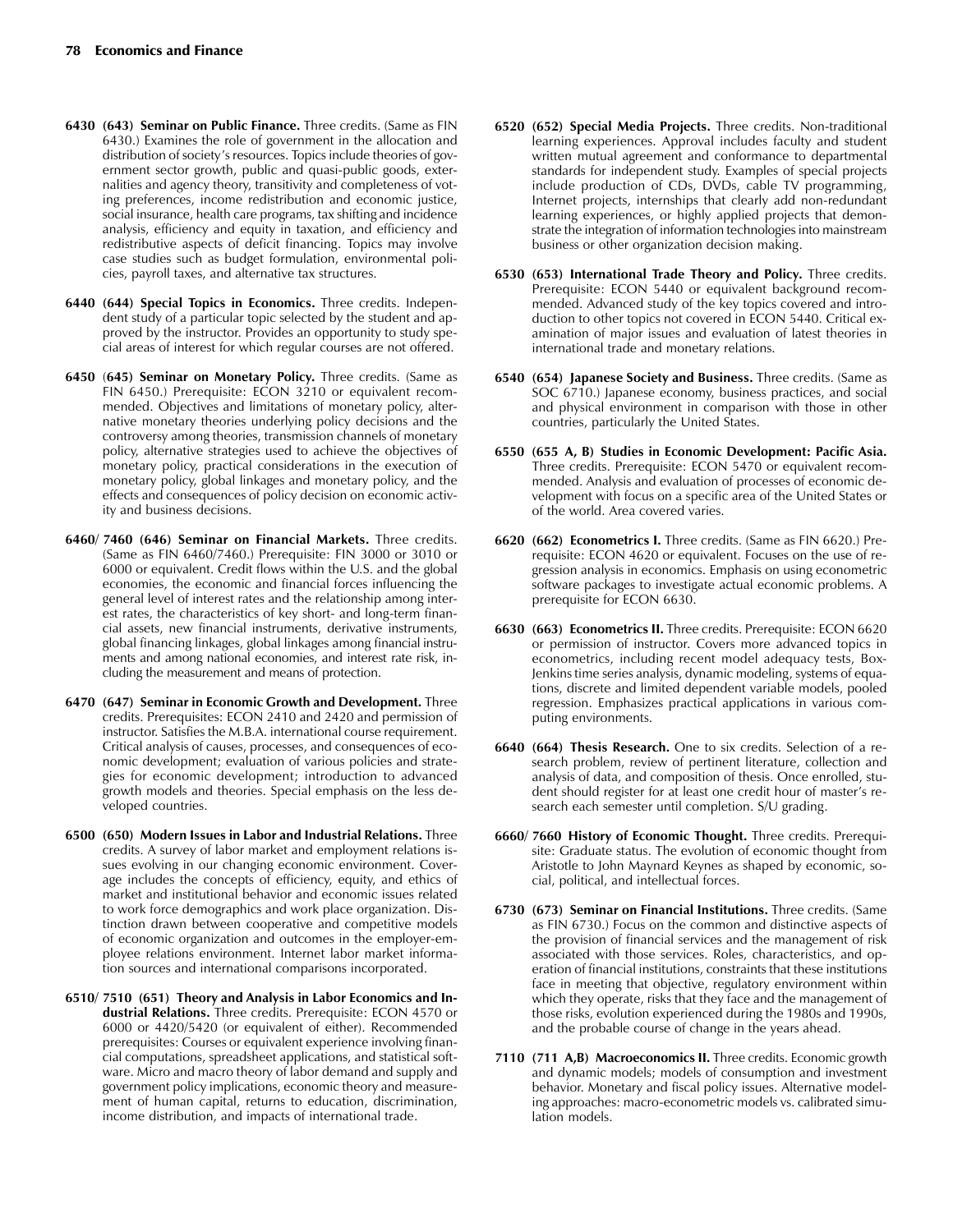**6430 (643) Seminar on Public Finance.** Three credits. (Same as FIN 6430.) Examines the role of government in the allocation and distribution of society's resources. Topics include theories of government sector growth, public and quasi-public goods, externalities and agency theory, transitivity and completeness of voting preferences, income redistribution and economic justice, social insurance, health care programs, tax shifting and incidence analysis, efficiency and equity in taxation, and efficiency and redistributive aspects of deficit financing. Topics may involve case studies such as budget formulation, environmental policies, payroll taxes, and alternative tax structures.

**6440 (644) Special Topics in Economics.** Three credits. Independent study of a particular topic selected by the student and approved by the instructor. Provides an opportunity to study special areas of interest for which regular courses are not offered.

**6450 (645) Seminar on Monetary Policy.** Three credits. (Same as FIN 6450.) Prerequisite: ECON 3210 or equivalent recommended. Objectives and limitations of monetary policy, alternative monetary theories underlying policy decisions and the controversy among theories, transmission channels of monetary policy, alternative strategies used to achieve the objectives of monetary policy, practical considerations in the execution of monetary policy, global linkages and monetary policy, and the effects and consequences of policy decision on economic activity and business decisions.

**6460/ 7460 (646) Seminar on Financial Markets.** Three credits. (Same as FIN 6460/7460.) Prerequisite: FIN 3000 or 3010 or 6000 or equivalent. Credit flows within the U.S. and the global economies, the economic and financial forces influencing the general level of interest rates and the relationship among interest rates, the characteristics of key short- and long-term financial assets, new financial instruments, derivative instruments, global financing linkages, global linkages among financial instruments and among national economies, and interest rate risk, including the measurement and means of protection.

**6470 (647) Seminar in Economic Growth and Development.** Three credits. Prerequisites: ECON 2410 and 2420 and permission of instructor. Satisfies the M.B.A. international course requirement. Critical analysis of causes, processes, and consequences of economic development; evaluation of various policies and strategies for economic development; introduction to advanced growth models and theories. Special emphasis on the less developed countries.

**6500 (650) Modern Issues in Labor and Industrial Relations.** Three credits. A survey of labor market and employment relations issues evolving in our changing economic environment. Coverage includes the concepts of efficiency, equity, and ethics of market and institutional behavior and economic issues related to work force demographics and work place organization. Distinction drawn between cooperative and competitive models of economic organization and outcomes in the employer-employee relations environment. Internet labor market information sources and international comparisons incorporated.

**6510/ 7510 (651) Theory and Analysis in Labor Economics and Industrial Relations.** Three credits. Prerequisite: ECON 4570 or 6000 or 4420/5420 (or equivalent of either). Recommended prerequisites: Courses or equivalent experience involving financial computations, spreadsheet applications, and statistical software. Micro and macro theory of labor demand and supply and government policy implications, economic theory and measurement of human capital, returns to education, discrimination, income distribution, and impacts of international trade.

**6520 (652) Special Media Projects.** Three credits. Non-traditional learning experiences. Approval includes faculty and student written mutual agreement and conformance to departmental standards for independent study. Examples of special projects include production of CDs, DVDs, cable TV programming, Internet projects, internships that clearly add non-redundant learning experiences, or highly applied projects that demonstrate the integration of information technologies into mainstream business or other organization decision making.

**6530 (653) International Trade Theory and Policy.** Three credits. Prerequisite: ECON 5440 or equivalent background recommended. Advanced study of the key topics covered and introduction to other topics not covered in ECON 5440. Critical examination of major issues and evaluation of latest theories in international trade and monetary relations.

**6540 (654) Japanese Society and Business.** Three credits. (Same as SOC 6710.) Japanese economy, business practices, and social and physical environment in comparison with those in other countries, particularly the United States.

**6550 (655 A, B) Studies in Economic Development: Pacific Asia.** Three credits. Prerequisite: ECON 5470 or equivalent recommended. Analysis and evaluation of processes of economic development with focus on a specific area of the United States or of the world. Area covered varies.

**6620 (662) Econometrics I.** Three credits. (Same as FIN 6620.) Prerequisite: ECON 4620 or equivalent. Focuses on the use of regression analysis in economics. Emphasis on using econometric software packages to investigate actual economic problems. A prerequisite for ECON 6630.

**6630 (663) Econometrics II.** Three credits. Prerequisite: ECON 6620 or permission of instructor. Covers more advanced topics in econometrics, including recent model adequacy tests, Box-Jenkins time series analysis, dynamic modeling, systems of equations, discrete and limited dependent variable models, pooled regression. Emphasizes practical applications in various computing environments.

**6640 (664) Thesis Research.** One to six credits. Selection of a research problem, review of pertinent literature, collection and analysis of data, and composition of thesis. Once enrolled, student should register for at least one credit hour of master's research each semester until completion. S/U grading.

**6660/ 7660 History of Economic Thought.** Three credits. Prerequisite: Graduate status. The evolution of economic thought from Aristotle to John Maynard Keynes as shaped by economic, social, political, and intellectual forces.

**6730 (673) Seminar on Financial Institutions.** Three credits. (Same as FIN 6730.) Focus on the common and distinctive aspects of the provision of financial services and the management of risk associated with those services. Roles, characteristics, and operation of financial institutions, constraints that these institutions face in meeting that objective, regulatory environment within which they operate, risks that they face and the management of those risks, evolution experienced during the 1980s and 1990s, and the probable course of change in the years ahead.

**7110 (711 A,B) Macroeconomics II.** Three credits. Economic growth and dynamic models; models of consumption and investment behavior. Monetary and fiscal policy issues. Alternative modeling approaches: macro-econometric models vs. calibrated simulation models.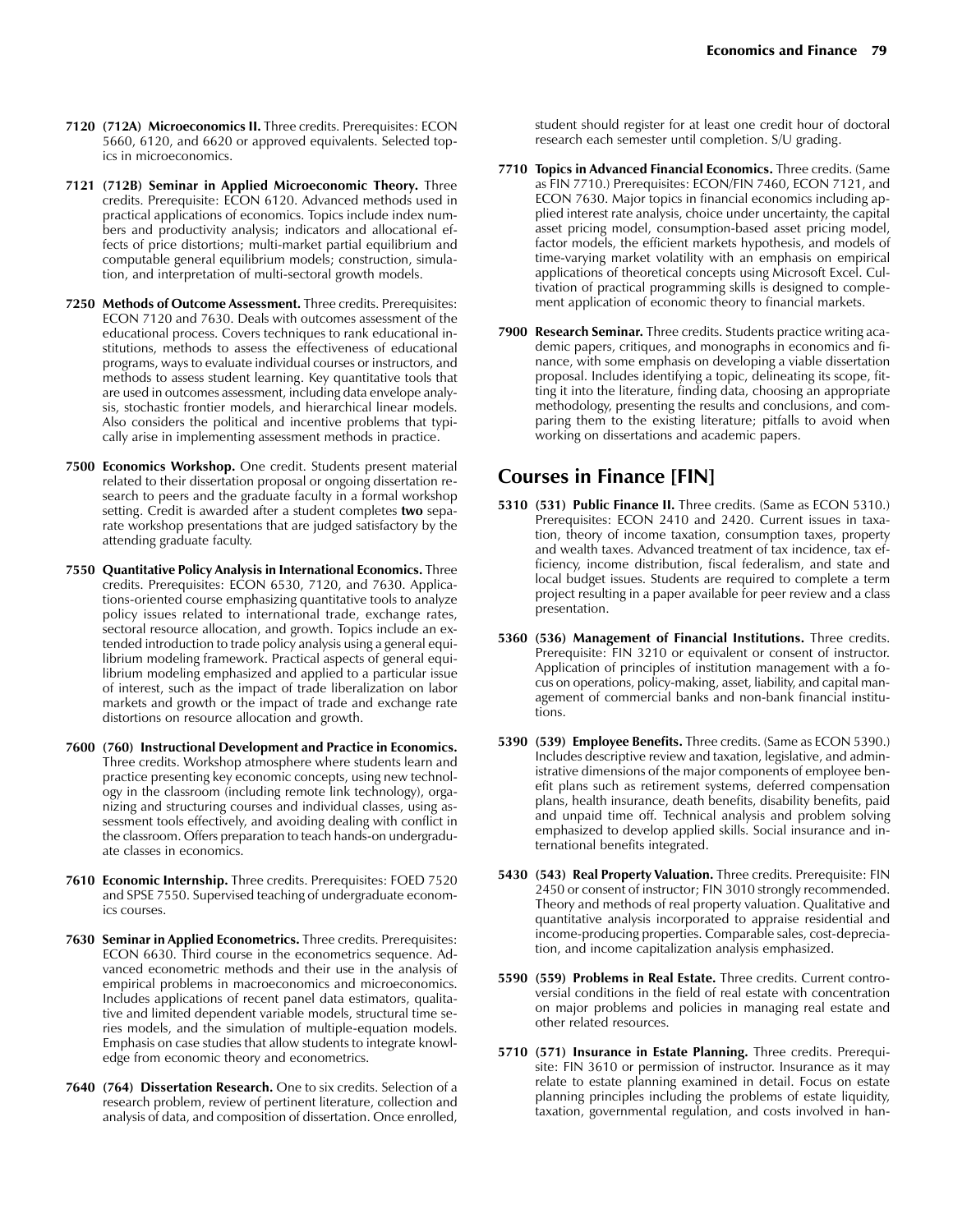**7120 (712A) Microeconomics II.** Three credits. Prerequisites: ECON 5660, 6120, and 6620 or approved equivalents. Selected topics in microeconomics.

**7121 (712B) Seminar in Applied Microeconomic Theory.** Three credits. Prerequisite: ECON 6120. Advanced methods used in practical applications of economics. Topics include index numbers and productivity analysis; indicators and allocational effects of price distortions; multi-market partial equilibrium and computable general equilibrium models; construction, simulation, and interpretation of multi-sectoral growth models.

**7250 Methods of Outcome Assessment.** Three credits. Prerequisites: ECON 7120 and 7630. Deals with outcomes assessment of the educational process. Covers techniques to rank educational institutions, methods to assess the effectiveness of educational programs, ways to evaluate individual courses or instructors, and methods to assess student learning. Key quantitative tools that are used in outcomes assessment, including data envelope analysis, stochastic frontier models, and hierarchical linear models. Also considers the political and incentive problems that typically arise in implementing assessment methods in practice.

**7500 Economics Workshop.** One credit. Students present material related to their dissertation proposal or ongoing dissertation research to peers and the graduate faculty in a formal workshop setting. Credit is awarded after a student completes **two** separate workshop presentations that are judged satisfactory by the attending graduate faculty.

**7550 Quantitative Policy Analysis in International Economics.** Three credits. Prerequisites: ECON 6530, 7120, and 7630. Applications-oriented course emphasizing quantitative tools to analyze policy issues related to international trade, exchange rates, sectoral resource allocation, and growth. Topics include an extended introduction to trade policy analysis using a general equilibrium modeling framework. Practical aspects of general equilibrium modeling emphasized and applied to a particular issue of interest, such as the impact of trade liberalization on labor markets and growth or the impact of trade and exchange rate distortions on resource allocation and growth.

**7600 (760) Instructional Development and Practice in Economics.** Three credits. Workshop atmosphere where students learn and practice presenting key economic concepts, using new technology in the classroom (including remote link technology), organizing and structuring courses and individual classes, using assessment tools effectively, and avoiding dealing with conflict in the classroom. Offers preparation to teach hands-on undergraduate classes in economics.

**7610 Economic Internship.** Three credits. Prerequisites: FOED 7520 and SPSE 7550. Supervised teaching of undergraduate economics courses.

**7630 Seminar in Applied Econometrics.** Three credits. Prerequisites: ECON 6630. Third course in the econometrics sequence. Advanced econometric methods and their use in the analysis of empirical problems in macroeconomics and microeconomics. Includes applications of recent panel data estimators, qualitative and limited dependent variable models, structural time series models, and the simulation of multiple-equation models. Emphasis on case studies that allow students to integrate knowledge from economic theory and econometrics.

**7640 (764) Dissertation Research.** One to six credits. Selection of a research problem, review of pertinent literature, collection and analysis of data, and composition of dissertation. Once enrolled, student should register for at least one credit hour of doctoral research each semester until completion. S/U grading.

**7710 Topics in Advanced Financial Economics.** Three credits. (Same as FIN 7710.) Prerequisites: ECON/FIN 7460, ECON 7121, and ECON 7630. Major topics in financial economics including applied interest rate analysis, choice under uncertainty, the capital asset pricing model, consumption-based asset pricing model, factor models, the efficient markets hypothesis, and models of time-varying market volatility with an emphasis on empirical applications of theoretical concepts using Microsoft Excel. Cultivation of practical programming skills is designed to complement application of economic theory to financial markets.

**7900 Research Seminar.** Three credits. Students practice writing academic papers, critiques, and monographs in economics and finance, with some emphasis on developing a viable dissertation proposal. Includes identifying a topic, delineating its scope, fitting it into the literature, finding data, choosing an appropriate methodology, presenting the results and conclusions, and comparing them to the existing literature; pitfalls to avoid when working on dissertations and academic papers.

## Courses in Finance [FIN]

**5310 (531) Public Finance II.** Three credits. (Same as ECON 5310.) Prerequisites: ECON 2410 and 2420. Current issues in taxation, theory of income taxation, consumption taxes, property and wealth taxes. Advanced treatment of tax incidence, tax efficiency, income distribution, fiscal federalism, and state and local budget issues. Students are required to complete a term project resulting in a paper available for peer review and a class presentation.

**5360 (536) Management of Financial Institutions.** Three credits. Prerequisite: FIN 3210 or equivalent or consent of instructor. Application of principles of institution management with a focus on operations, policy-making, asset, liability, and capital management of commercial banks and non-bank financial institutions.

**5390 (539) Employee Benefits.** Three credits. (Same as ECON 5390.) Includes descriptive review and taxation, legislative, and administrative dimensions of the major components of employee benefit plans such as retirement systems, deferred compensation plans, health insurance, death benefits, disability benefits, paid and unpaid time off. Technical analysis and problem solving emphasized to develop applied skills. Social insurance and international benefits integrated.

**5430 (543) Real Property Valuation.** Three credits. Prerequisite: FIN 2450 or consent of instructor; FIN 3010 strongly recommended. Theory and methods of real property valuation. Qualitative and quantitative analysis incorporated to appraise residential and income-producing properties. Comparable sales, cost-depreciation, and income capitalization analysis emphasized.

**5590 (559) Problems in Real Estate.** Three credits. Current controversial conditions in the field of real estate with concentration on major problems and policies in managing real estate and other related resources.

**5710 (571) Insurance in Estate Planning.** Three credits. Prerequisite: FIN 3610 or permission of instructor. Insurance as it may relate to estate planning examined in detail. Focus on estate planning principles including the problems of estate liquidity, taxation, governmental regulation, and costs involved in han-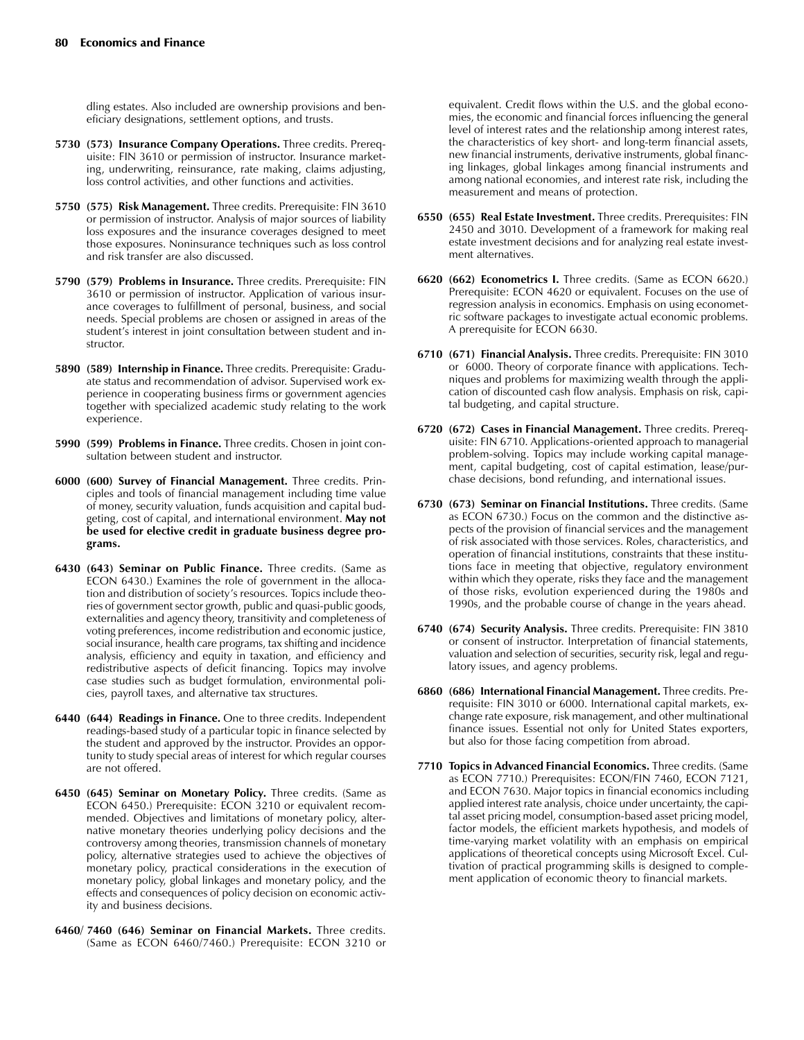dling estates. Also included are ownership provisions and beneficiary designations, settlement options, and trusts.

**5730 (573) Insurance Company Operations.** Three credits. Prerequisite: FIN 3610 or permission of instructor. Insurance marketing, underwriting, reinsurance, rate making, claims adjusting, loss control activities, and other functions and activities.

**5750 (575) Risk Management.** Three credits. Prerequisite: FIN 3610 or permission of instructor. Analysis of major sources of liability loss exposures and the insurance coverages designed to meet those exposures. Noninsurance techniques such as loss control and risk transfer are also discussed.

**5790 (579) Problems in Insurance.** Three credits. Prerequisite: FIN 3610 or permission of instructor. Application of various insurance coverages to fulfillment of personal, business, and social needs. Special problems are chosen or assigned in areas of the student's interest in joint consultation between student and instructor.

**5890 (589) Internship in Finance.** Three credits. Prerequisite: Graduate status and recommendation of advisor. Supervised work experience in cooperating business firms or government agencies together with specialized academic study relating to the work experience.

**5990 (599) Problems in Finance.** Three credits. Chosen in joint consultation between student and instructor.

**6000 (600) Survey of Financial Management.** Three credits. Principles and tools of financial management including time value of money, security valuation, funds acquisition and capital budgeting, cost of capital, and international environment. **May not be used for elective credit in graduate business degree programs.**

**6430 (643) Seminar on Public Finance.** Three credits. (Same as ECON 6430.) Examines the role of government in the allocation and distribution of society's resources. Topics include theories of government sector growth, public and quasi-public goods, externalities and agency theory, transitivity and completeness of voting preferences, income redistribution and economic justice, social insurance, health care programs, tax shifting and incidence analysis, efficiency and equity in taxation, and efficiency and redistributive aspects of deficit financing. Topics may involve case studies such as budget formulation, environmental policies, payroll taxes, and alternative tax structures.

**6440 (644) Readings in Finance.** One to three credits. Independent readings-based study of a particular topic in finance selected by the student and approved by the instructor. Provides an opportunity to study special areas of interest for which regular courses are not offered.

**6450 (645) Seminar on Monetary Policy.** Three credits. (Same as ECON 6450.) Prerequisite: ECON 3210 or equivalent recommended. Objectives and limitations of monetary policy, alternative monetary theories underlying policy decisions and the controversy among theories, transmission channels of monetary policy, alternative strategies used to achieve the objectives of monetary policy, practical considerations in the execution of monetary policy, global linkages and monetary policy, and the effects and consequences of policy decision on economic activity and business decisions.

**6460/ 7460 (646) Seminar on Financial Markets.** Three credits. (Same as ECON 6460/7460.) Prerequisite: ECON 3210 or equivalent. Credit flows within the U.S. and the global economies, the economic and financial forces influencing the general level of interest rates and the relationship among interest rates, the characteristics of key short- and long-term financial assets, new financial instruments, derivative instruments, global financing linkages, global linkages among financial instruments and among national economies, and interest rate risk, including the measurement and means of protection.

**6550 (655) Real Estate Investment.** Three credits. Prerequisites: FIN 2450 and 3010. Development of a framework for making real estate investment decisions and for analyzing real estate investment alternatives.

**6620 (662) Econometrics I.** Three credits. (Same as ECON 6620.) Prerequisite: ECON 4620 or equivalent. Focuses on the use of regression analysis in economics. Emphasis on using econometric software packages to investigate actual economic problems. A prerequisite for ECON 6630.

**6710 (671) Financial Analysis.** Three credits. Prerequisite: FIN 3010 or 6000. Theory of corporate finance with applications. Techniques and problems for maximizing wealth through the application of discounted cash flow analysis. Emphasis on risk, capital budgeting, and capital structure.

**6720 (672) Cases in Financial Management.** Three credits. Prerequisite: FIN 6710. Applications-oriented approach to managerial problem-solving. Topics may include working capital management, capital budgeting, cost of capital estimation, lease/purchase decisions, bond refunding, and international issues.

**6730 (673) Seminar on Financial Institutions.** Three credits. (Same as ECON 6730.) Focus on the common and the distinctive aspects of the provision of financial services and the management of risk associated with those services. Roles, characteristics, and operation of financial institutions, constraints that these institutions face in meeting that objective, regulatory environment within which they operate, risks they face and the management of those risks, evolution experienced during the 1980s and 1990s, and the probable course of change in the years ahead.

**6740 (674) Security Analysis.** Three credits. Prerequisite: FIN 3810 or consent of instructor. Interpretation of financial statements, valuation and selection of securities, security risk, legal and regulatory issues, and agency problems.

**6860 (686) International Financial Management.** Three credits. Prerequisite: FIN 3010 or 6000. International capital markets, exchange rate exposure, risk management, and other multinational finance issues. Essential not only for United States exporters, but also for those facing competition from abroad.

**7710 Topics in Advanced Financial Economics.** Three credits. (Same as ECON 7710.) Prerequisites: ECON/FIN 7460, ECON 7121, and ECON 7630. Major topics in financial economics including applied interest rate analysis, choice under uncertainty, the capital asset pricing model, consumption-based asset pricing model, factor models, the efficient markets hypothesis, and models of time-varying market volatility with an emphasis on empirical applications of theoretical concepts using Microsoft Excel. Cultivation of practical programming skills is designed to complement application of economic theory to financial markets.